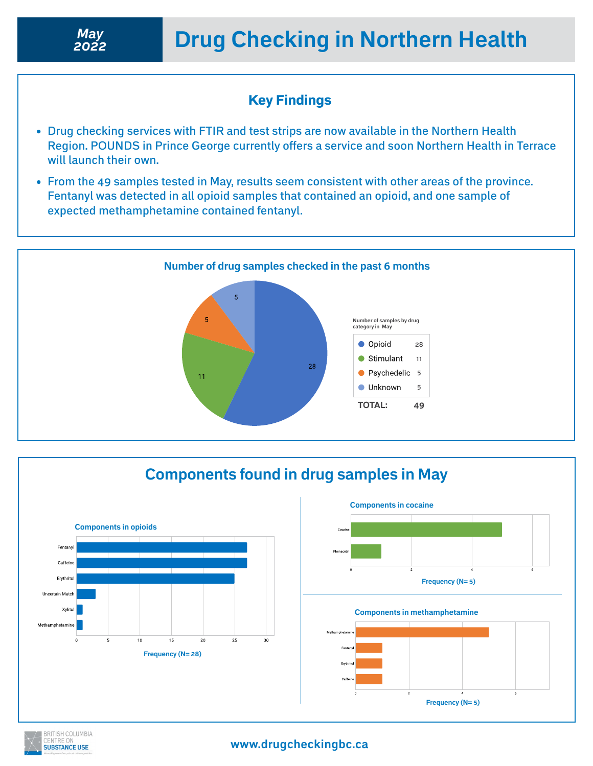# Drug Checking in Northern Health

**May 2022**

## Key Findings

- Drug checking services with FTIR and test strips are now available in the Northern Health Region. POUNDS in Prince George currently offers a service and soon Northern Health in Terrace will launch their own.
- From the 49 samples tested in May, results seem consistent with other areas of the province. Fentanyl was detected in all opioid samples that contained an opioid, and one sample of expected methamphetamine contained fentanyl.

## Number of drug samples checked in the past 6 months

Number of samples by drug category in May

| Category | Number |
|---|---|
| Opioid | 28 |
| Stimulant | 11 |
| Psychedelic | 5 |
| Unknown | 5 |
| **TOTAL:** | **49** |

## Components found in drug samples in May

### Components in opioids

| Component | Frequency (N= 28) |
|---|---|
| Fentanyl | 27 |
| Caffeine | 27 |
| Erythritol | 25 |
| Uncertain Match | 3 |
| Xylitol | 1 |
| Methamphetamine | 1 |

### Components in cocaine

| Component | Frequency (N= 5) |
|---|---|
| Cocaine | 5 |
| Phenacetin | 1 |

### Components in methamphetamine

| Component | Frequency (N= 5) |
|---|---|
| Methamphetamine | 5 |
| Fentanyl | 1 |
| Erythritol | 1 |
| Caffeine | 1 |

BRITISH COLUMBIA CENTRE ON SUBSTANCE USE

www.drugcheckingbc.ca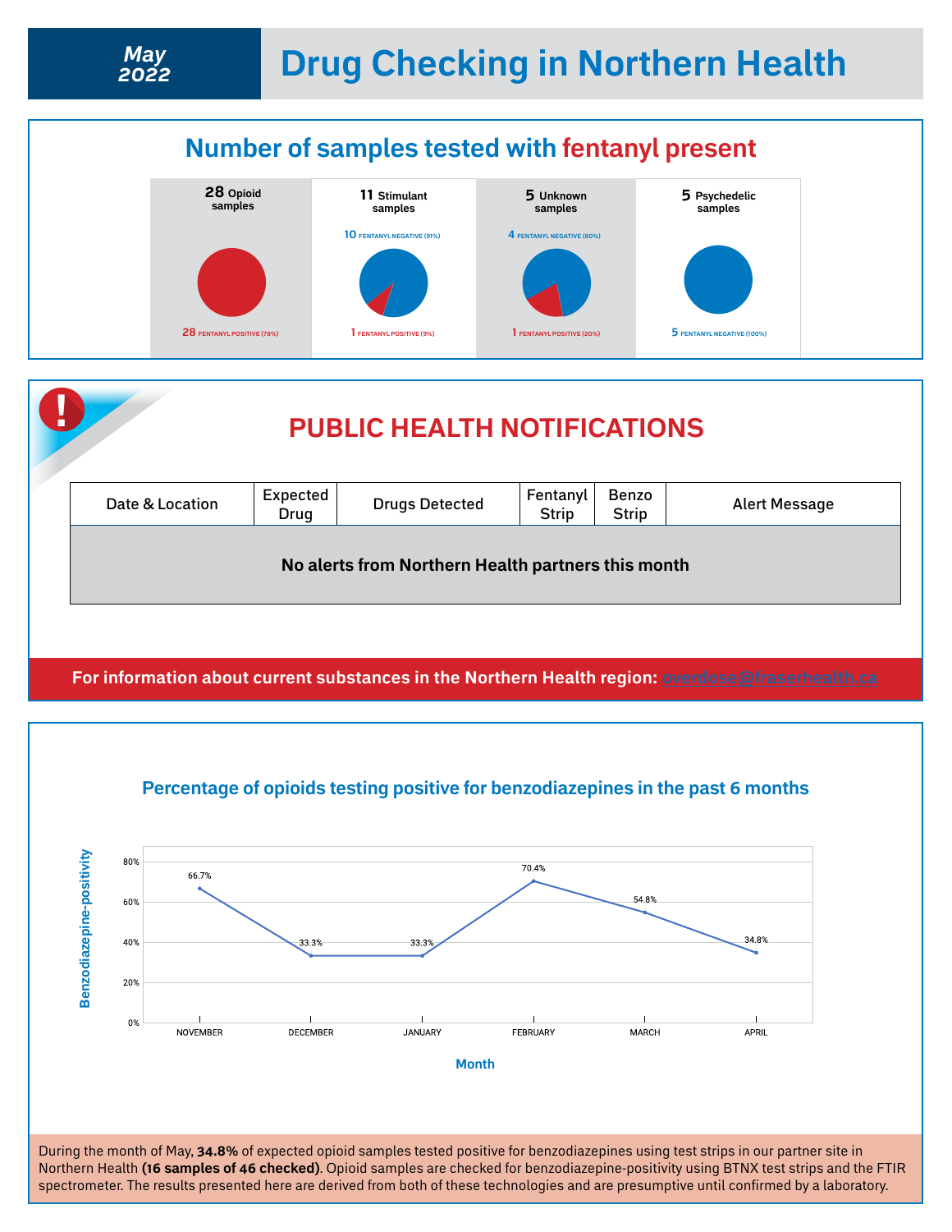# May 2022 — Drug Checking in Northern Health

## Number of samples tested with fentanyl present

**28** Opioid samples
- 28 FENTANYL POSITIVE (78%)

**11** Stimulant samples
- 10 FENTANYL NEGATIVE (91%)
- 1 FENTANYL POSITIVE (9%)

**5** Unknown samples
- 4 FENTANYL NEGATIVE (80%)
- 1 FENTANYL POSITIVE (20%)

**5** Psychedelic samples
- 5 FENTANYL NEGATIVE (100%)

## PUBLIC HEALTH NOTIFICATIONS

| Date & Location | Expected Drug | Drugs Detected | Fentanyl Strip | Benzo Strip | Alert Message |
|---|---|---|---|---|---|
| **No alerts from Northern Health partners this month** | | | | | |

**For information about current substances in the Northern Health region:** overdose@fraserhealth.ca

## Percentage of opioids testing positive for benzodiazepines in the past 6 months

| Month | Benzodiazepine-positivity |
|---|---|
| NOVEMBER | 66.7% |
| DECEMBER | 33.3% |
| JANUARY | 33.3% |
| FEBRUARY | 70.4% |
| MARCH | 54.8% |
| APRIL | 34.8% |

During the month of May, **34.8%** of expected opioid samples tested positive for benzodiazepines using test strips in our partner site in Northern Health **(16 samples of 46 checked)**. Opioid samples are checked for benzodiazepine-positivity using BTNX test strips and the FTIR spectrometer. The results presented here are derived from both of these technologies and are presumptive until confirmed by a laboratory.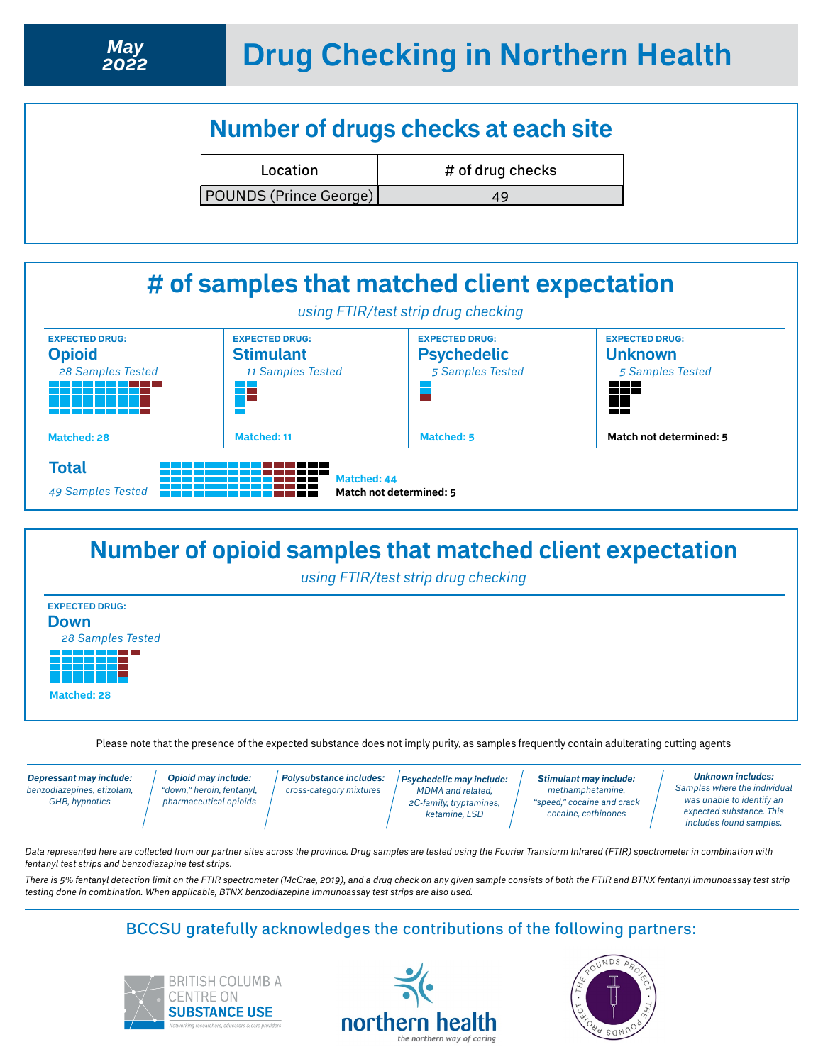**May 2022**

# Drug Checking in Northern Health

## Number of drugs checks at each site

| Location | # of drug checks |
|---|---|
| POUNDS (Prince George) | 49 |

## # of samples that matched client expectation

*using FTIR/test strip drug checking*

EXPECTED DRUG:
**Opioid**
*28 Samples Tested*
Matched: 28

EXPECTED DRUG:
**Stimulant**
*11 Samples Tested*
Matched: 11

EXPECTED DRUG:
**Psychedelic**
*5 Samples Tested*
Matched: 5

EXPECTED DRUG:
**Unknown**
*5 Samples Tested*
**Match not determined: 5**

**Total**
*49 Samples Tested*
Matched: 44
**Match not determined: 5**

## Number of opioid samples that matched client expectation

*using FTIR/test strip drug checking*

EXPECTED DRUG:
**Down**
*28 Samples Tested*
Matched: 28

Please note that the presence of the expected substance does not imply purity, as samples frequently contain adulterating cutting agents

***Depressant may include:*** *benzodiazepines, etizolam, GHB, hypnotics*

***Opioid may include:*** *"down," heroin, fentanyl, pharmaceutical opioids*

***Polysubstance includes:*** *cross-category mixtures*

***Psychedelic may include:*** *MDMA and related, 2C-family, tryptamines, ketamine, LSD*

***Stimulant may include:*** *methamphetamine, "speed," cocaine and crack cocaine, cathinones*

***Unknown includes:*** *Samples where the individual was unable to identify an expected substance. This includes found samples.*

*Data represented here are collected from our partner sites across the province. Drug samples are tested using the Fourier Transform Infrared (FTIR) spectrometer in combination with fentanyl test strips and benzodiazapine test strips.*

*There is 5% fentanyl detection limit on the FTIR spectrometer (McCrae, 2019), and a drug check on any given sample consists of both the FTIR and BTNX fentanyl immunoassay test strip testing done in combination. When applicable, BTNX benzodiazepine immunoassay test strips are also used.*

BCCSU gratefully acknowledges the contributions of the following partners:

BRITISH COLUMBIA CENTRE ON SUBSTANCE USE — Networking researchers, educators & care providers

northern health — the northern way of caring

THE POUNDS PROJECT